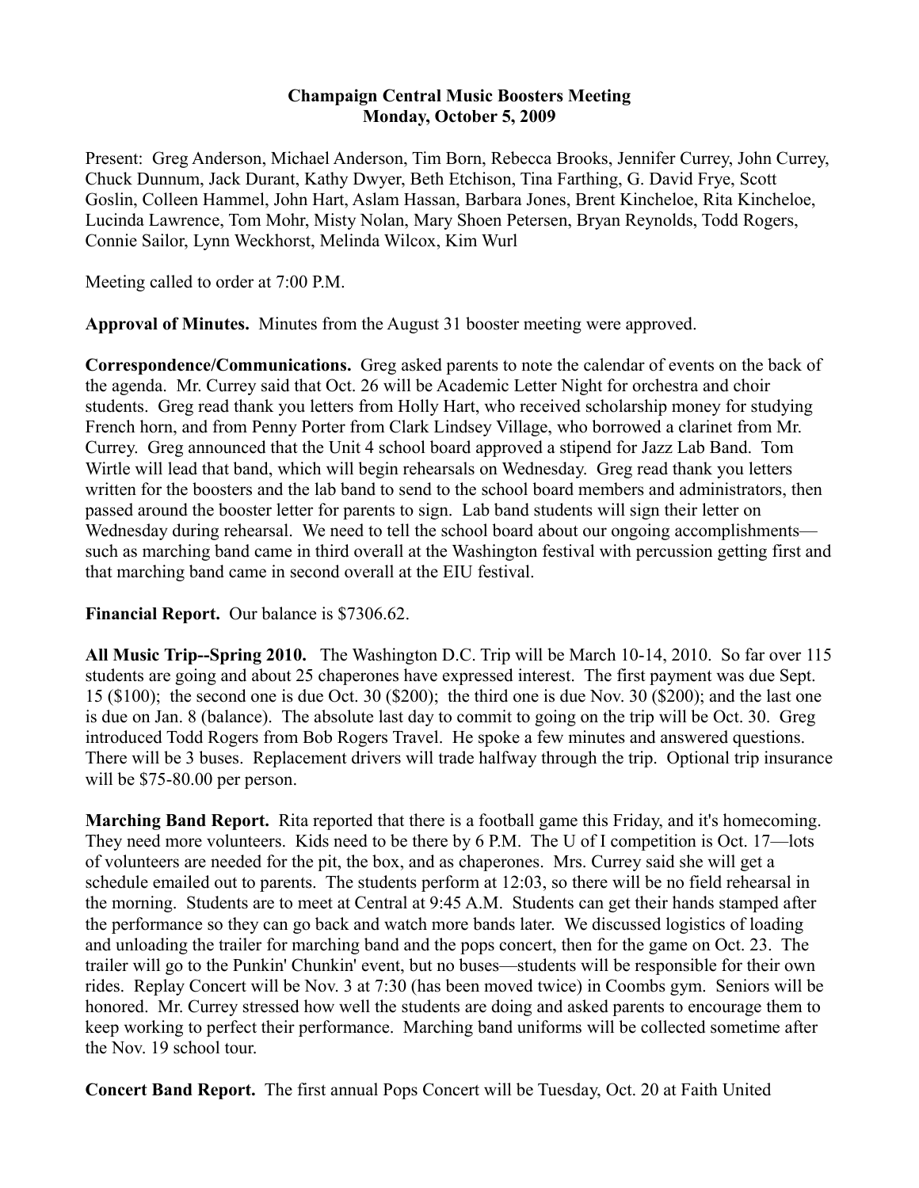# Champaign Central Music Boosters Meeting
## Monday, October 5, 2009

Present: Greg Anderson, Michael Anderson, Tim Born, Rebecca Brooks, Jennifer Currey, John Currey, Chuck Dunnum, Jack Durant, Kathy Dwyer, Beth Etchison, Tina Farthing, G. David Frye, Scott Goslin, Colleen Hammel, John Hart, Aslam Hassan, Barbara Jones, Brent Kincheloe, Rita Kincheloe, Lucinda Lawrence, Tom Mohr, Misty Nolan, Mary Shoen Petersen, Bryan Reynolds, Todd Rogers, Connie Sailor, Lynn Weckhorst, Melinda Wilcox, Kim Wurl

Meeting called to order at 7:00 P.M.

**Approval of Minutes.** Minutes from the August 31 booster meeting were approved.

**Correspondence/Communications.** Greg asked parents to note the calendar of events on the back of the agenda. Mr. Currey said that Oct. 26 will be Academic Letter Night for orchestra and choir students. Greg read thank you letters from Holly Hart, who received scholarship money for studying French horn, and from Penny Porter from Clark Lindsey Village, who borrowed a clarinet from Mr. Currey. Greg announced that the Unit 4 school board approved a stipend for Jazz Lab Band. Tom Wirtle will lead that band, which will begin rehearsals on Wednesday. Greg read thank you letters written for the boosters and the lab band to send to the school board members and administrators, then passed around the booster letter for parents to sign. Lab band students will sign their letter on Wednesday during rehearsal. We need to tell the school board about our ongoing accomplishments—such as marching band came in third overall at the Washington festival with percussion getting first and that marching band came in second overall at the EIU festival.

**Financial Report.** Our balance is $7306.62.

**All Music Trip--Spring 2010.** The Washington D.C. Trip will be March 10-14, 2010. So far over 115 students are going and about 25 chaperones have expressed interest. The first payment was due Sept. 15 ($100); the second one is due Oct. 30 ($200); the third one is due Nov. 30 ($200); and the last one is due on Jan. 8 (balance). The absolute last day to commit to going on the trip will be Oct. 30. Greg introduced Todd Rogers from Bob Rogers Travel. He spoke a few minutes and answered questions. There will be 3 buses. Replacement drivers will trade halfway through the trip. Optional trip insurance will be $75-80.00 per person.

**Marching Band Report.** Rita reported that there is a football game this Friday, and it's homecoming. They need more volunteers. Kids need to be there by 6 P.M. The U of I competition is Oct. 17—lots of volunteers are needed for the pit, the box, and as chaperones. Mrs. Currey said she will get a schedule emailed out to parents. The students perform at 12:03, so there will be no field rehearsal in the morning. Students are to meet at Central at 9:45 A.M. Students can get their hands stamped after the performance so they can go back and watch more bands later. We discussed logistics of loading and unloading the trailer for marching band and the pops concert, then for the game on Oct. 23. The trailer will go to the Punkin' Chunkin' event, but no buses—students will be responsible for their own rides. Replay Concert will be Nov. 3 at 7:30 (has been moved twice) in Coombs gym. Seniors will be honored. Mr. Currey stressed how well the students are doing and asked parents to encourage them to keep working to perfect their performance. Marching band uniforms will be collected sometime after the Nov. 19 school tour.

**Concert Band Report.** The first annual Pops Concert will be Tuesday, Oct. 20 at Faith United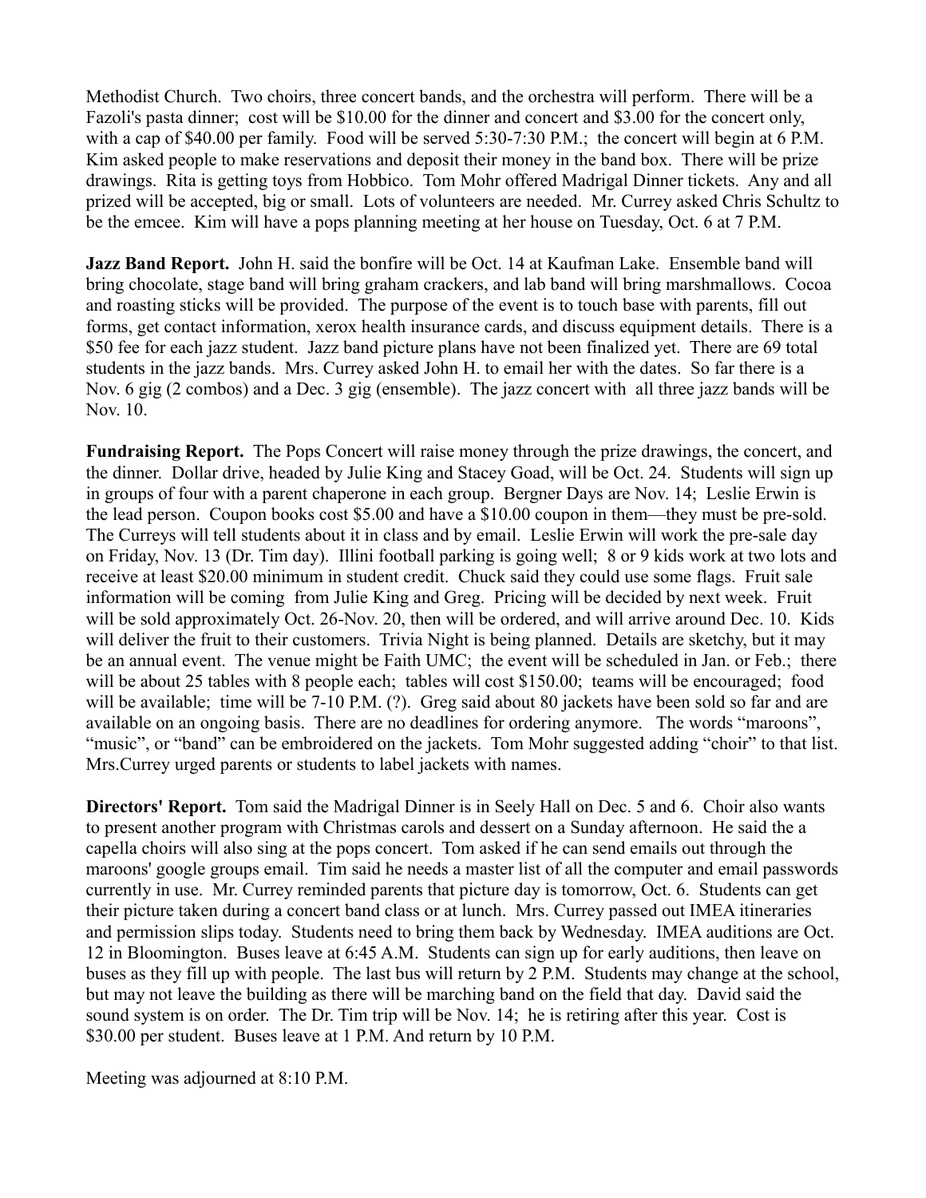Methodist Church. Two choirs, three concert bands, and the orchestra will perform. There will be a Fazoli's pasta dinner; cost will be $10.00 for the dinner and concert and $3.00 for the concert only, with a cap of $40.00 per family. Food will be served 5:30-7:30 P.M.; the concert will begin at 6 P.M. Kim asked people to make reservations and deposit their money in the band box. There will be prize drawings. Rita is getting toys from Hobbico. Tom Mohr offered Madrigal Dinner tickets. Any and all prized will be accepted, big or small. Lots of volunteers are needed. Mr. Currey asked Chris Schultz to be the emcee. Kim will have a pops planning meeting at her house on Tuesday, Oct. 6 at 7 P.M.

**Jazz Band Report.** John H. said the bonfire will be Oct. 14 at Kaufman Lake. Ensemble band will bring chocolate, stage band will bring graham crackers, and lab band will bring marshmallows. Cocoa and roasting sticks will be provided. The purpose of the event is to touch base with parents, fill out forms, get contact information, xerox health insurance cards, and discuss equipment details. There is a $50 fee for each jazz student. Jazz band picture plans have not been finalized yet. There are 69 total students in the jazz bands. Mrs. Currey asked John H. to email her with the dates. So far there is a Nov. 6 gig (2 combos) and a Dec. 3 gig (ensemble). The jazz concert with all three jazz bands will be Nov. 10.

**Fundraising Report.** The Pops Concert will raise money through the prize drawings, the concert, and the dinner. Dollar drive, headed by Julie King and Stacey Goad, will be Oct. 24. Students will sign up in groups of four with a parent chaperone in each group. Bergner Days are Nov. 14; Leslie Erwin is the lead person. Coupon books cost $5.00 and have a $10.00 coupon in them—they must be pre-sold. The Curreys will tell students about it in class and by email. Leslie Erwin will work the pre-sale day on Friday, Nov. 13 (Dr. Tim day). Illini football parking is going well; 8 or 9 kids work at two lots and receive at least $20.00 minimum in student credit. Chuck said they could use some flags. Fruit sale information will be coming from Julie King and Greg. Pricing will be decided by next week. Fruit will be sold approximately Oct. 26-Nov. 20, then will be ordered, and will arrive around Dec. 10. Kids will deliver the fruit to their customers. Trivia Night is being planned. Details are sketchy, but it may be an annual event. The venue might be Faith UMC; the event will be scheduled in Jan. or Feb.; there will be about 25 tables with 8 people each; tables will cost $150.00; teams will be encouraged; food will be available; time will be 7-10 P.M. (?). Greg said about 80 jackets have been sold so far and are available on an ongoing basis. There are no deadlines for ordering anymore. The words "maroons", "music", or "band" can be embroidered on the jackets. Tom Mohr suggested adding "choir" to that list. Mrs.Currey urged parents or students to label jackets with names.

**Directors' Report.** Tom said the Madrigal Dinner is in Seely Hall on Dec. 5 and 6. Choir also wants to present another program with Christmas carols and dessert on a Sunday afternoon. He said the a capella choirs will also sing at the pops concert. Tom asked if he can send emails out through the maroons' google groups email. Tim said he needs a master list of all the computer and email passwords currently in use. Mr. Currey reminded parents that picture day is tomorrow, Oct. 6. Students can get their picture taken during a concert band class or at lunch. Mrs. Currey passed out IMEA itineraries and permission slips today. Students need to bring them back by Wednesday. IMEA auditions are Oct. 12 in Bloomington. Buses leave at 6:45 A.M. Students can sign up for early auditions, then leave on buses as they fill up with people. The last bus will return by 2 P.M. Students may change at the school, but may not leave the building as there will be marching band on the field that day. David said the sound system is on order. The Dr. Tim trip will be Nov. 14; he is retiring after this year. Cost is $30.00 per student. Buses leave at 1 P.M. And return by 10 P.M.

Meeting was adjourned at 8:10 P.M.